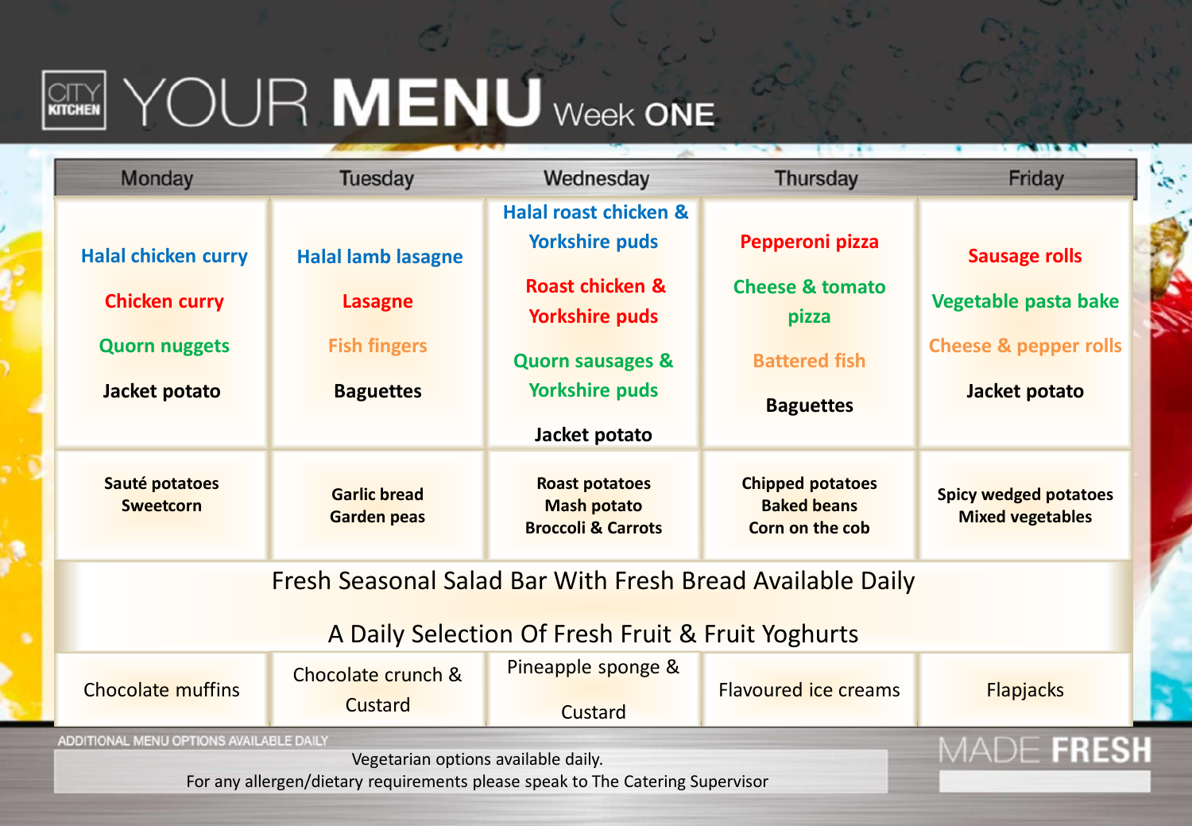# CITY KITCHEN YOUR MENU Week ONE

| Monday | Tuesday | Wednesday | Thursday | Friday |
|---|---|---|---|---|
| Halal chicken curry<br>Chicken curry<br>Quorn nuggets<br>Jacket potato | Halal lamb lasagne<br>Lasagne<br>Fish fingers<br>Baguettes | Halal roast chicken & Yorkshire puds<br>Roast chicken & Yorkshire puds<br>Quorn sausages & Yorkshire puds<br>Jacket potato | Pepperoni pizza<br>Cheese & tomato pizza<br>Battered fish<br>Baguettes | Sausage rolls<br>Vegetable pasta bake<br>Cheese & pepper rolls<br>Jacket potato |
| Sauté potatoes<br>Sweetcorn | Garlic bread<br>Garden peas | Roast potatoes<br>Mash potato<br>Broccoli & Carrots | Chipped potatoes<br>Baked beans<br>Corn on the cob | Spicy wedged potatoes<br>Mixed vegetables |
| Fresh Seasonal Salad Bar With Fresh Bread Available Daily<br>A Daily Selection Of Fresh Fruit & Fruit Yoghurts | | | | |
| Chocolate muffins | Chocolate crunch & Custard | Pineapple sponge & Custard | Flavoured ice creams | Flapjacks |

ADDITIONAL MENU OPTIONS AVAILABLE DAILY

Vegetarian options available daily.
For any allergen/dietary requirements please speak to The Catering Supervisor

MADE FRESH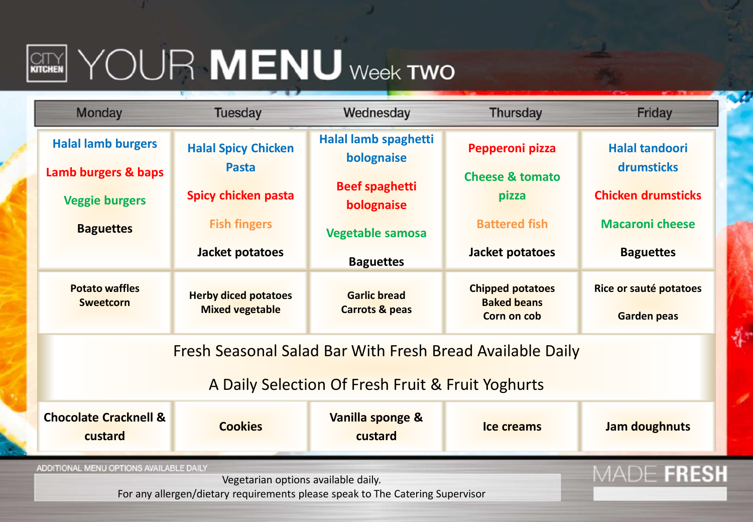# CITY KITCHEN YOUR MENU Week TWO

| Monday | Tuesday | Wednesday | Thursday | Friday |
|---|---|---|---|---|
| Halal lamb burgers<br>Lamb burgers & baps<br>Veggie burgers<br>Baguettes | Halal Spicy Chicken Pasta<br>Spicy chicken pasta<br>Fish fingers<br>Jacket potatoes | Halal lamb spaghetti bolognaise<br>Beef spaghetti bolognaise<br>Vegetable samosa<br>Baguettes | Pepperoni pizza<br>Cheese & tomato pizza<br>Battered fish<br>Jacket potatoes | Halal tandoori drumsticks<br>Chicken drumsticks<br>Macaroni cheese<br>Baguettes |
| Potato waffles<br>Sweetcorn | Herby diced potatoes<br>Mixed vegetable | Garlic bread<br>Carrots & peas | Chipped potatoes<br>Baked beans<br>Corn on cob | Rice or sauté potatoes<br>Garden peas |
| Fresh Seasonal Salad Bar With Fresh Bread Available Daily<br>A Daily Selection Of Fresh Fruit & Fruit Yoghurts | | | | |
| Chocolate Cracknell & custard | Cookies | Vanilla sponge & custard | Ice creams | Jam doughnuts |

ADDITIONAL MENU OPTIONS AVAILABLE DAILY

Vegetarian options available daily.
For any allergen/dietary requirements please speak to The Catering Supervisor

MADE FRESH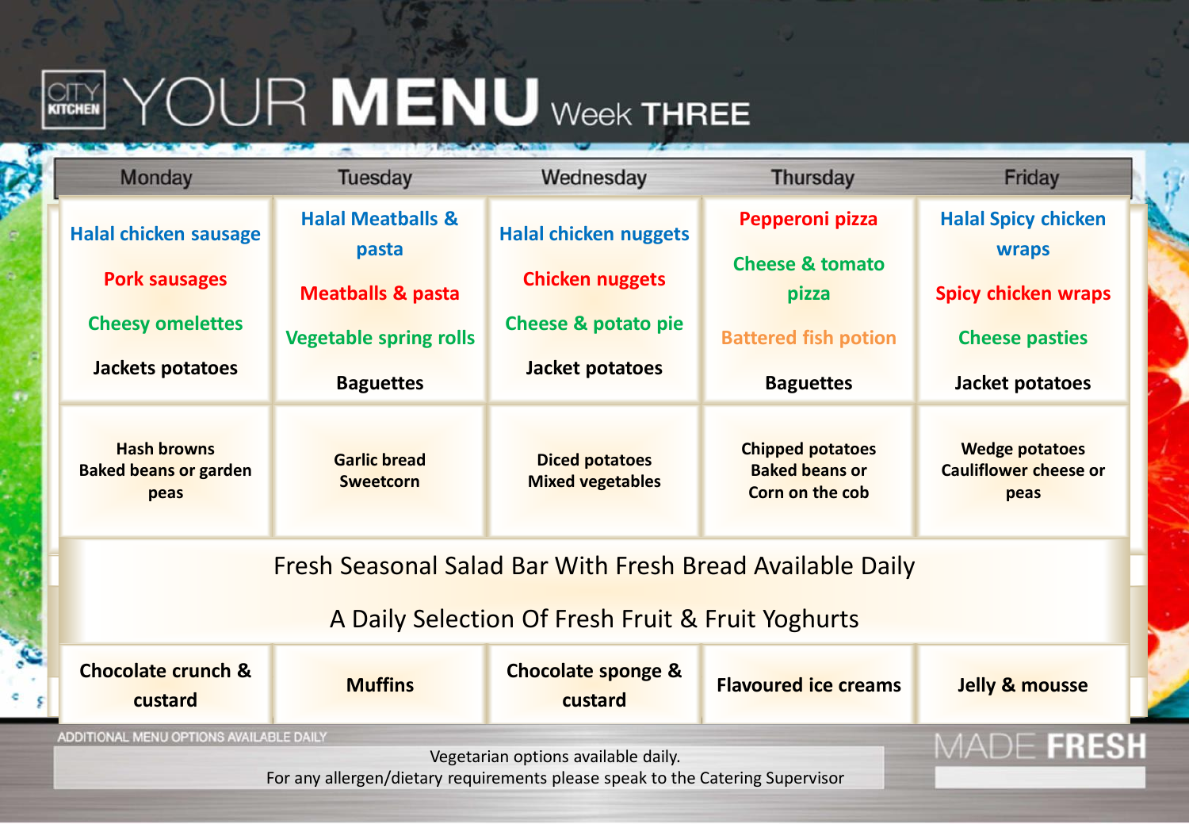# CITY KITCHEN YOUR MENU Week THREE

| Monday | Tuesday | Wednesday | Thursday | Friday |
|---|---|---|---|---|
| Halal chicken sausage<br>Pork sausages<br>Cheesy omelettes<br>Jackets potatoes | Halal Meatballs & pasta<br>Meatballs & pasta<br>Vegetable spring rolls<br>Baguettes | Halal chicken nuggets<br>Chicken nuggets<br>Cheese & potato pie<br>Jacket potatoes | Pepperoni pizza<br>Cheese & tomato pizza<br>Battered fish potion<br>Baguettes | Halal Spicy chicken wraps<br>Spicy chicken wraps<br>Cheese pasties<br>Jacket potatoes |
| Hash browns<br>Baked beans or garden peas | Garlic bread<br>Sweetcorn | Diced potatoes<br>Mixed vegetables | Chipped potatoes<br>Baked beans or<br>Corn on the cob | Wedge potatoes<br>Cauliflower cheese or peas |
| Fresh Seasonal Salad Bar With Fresh Bread Available Daily<br>A Daily Selection Of Fresh Fruit & Fruit Yoghurts | | | | |
| Chocolate crunch & custard | Muffins | Chocolate sponge & custard | Flavoured ice creams | Jelly & mousse |

ADDITIONAL MENU OPTIONS AVAILABLE DAILY

Vegetarian options available daily.
For any allergen/dietary requirements please speak to the Catering Supervisor

MADE FRESH